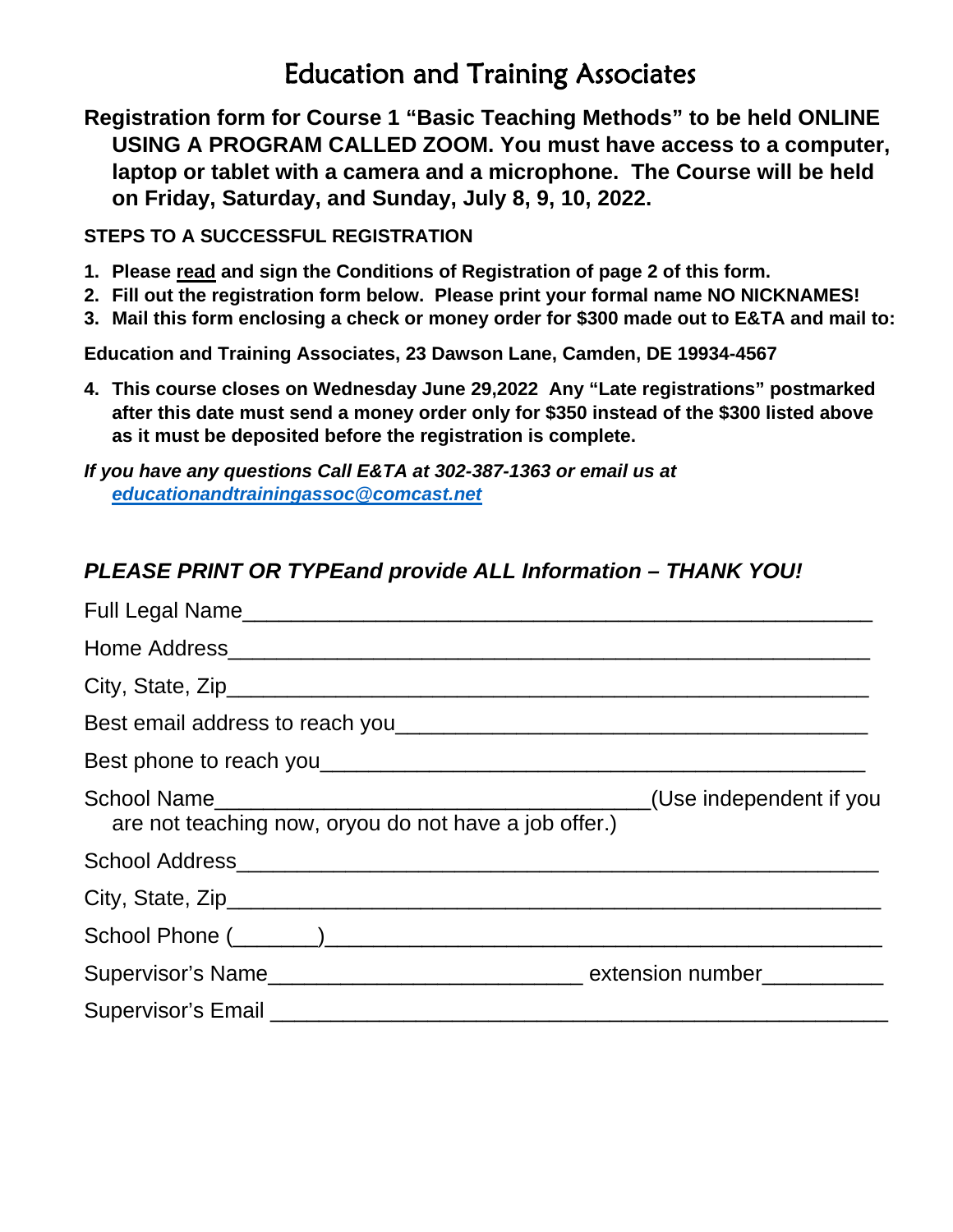# Education and Training Associates

**Registration form for Course 1 "Basic Teaching Methods" to be held ONLINE USING A PROGRAM CALLED ZOOM. You must have access to a computer, laptop or tablet with a camera and a microphone. The Course will be held on Friday, Saturday, and Sunday, July 8, 9, 10, 2022.**

**STEPS TO A SUCCESSFUL REGISTRATION**

1. **Please read and sign the Conditions of Registration of page 2 of this form.**
2. **Fill out the registration form below. Please print your formal name NO NICKNAMES!**
3. **Mail this form enclosing a check or money order for $300 made out to E&TA and mail to:**

**Education and Training Associates, 23 Dawson Lane, Camden, DE 19934-4567**

4. **This course closes on Wednesday June 29,2022 Any "Late registrations" postmarked after this date must send a money order only for $350 instead of the $300 listed above as it must be deposited before the registration is complete.**

***If you have any questions Call E&TA at 302-387-1363 or email us at educationandtrainingassoc@comcast.net***

***PLEASE PRINT OR TYPEand provide ALL Information – THANK YOU!***

Full Legal Name_______________________________________________

Home Address_______________________________________________

City, State, Zip_______________________________________________

Best email address to reach you___________________________________

Best phone to reach you_________________________________________

School Name_________________________________(Use independent if you are not teaching now, oryou do not have a job offer.)

School Address_______________________________________________

City, State, Zip_______________________________________________

School Phone (_______)_______________________________________

Supervisor's Name_________________________ extension number__________

Supervisor's Email ____________________________________________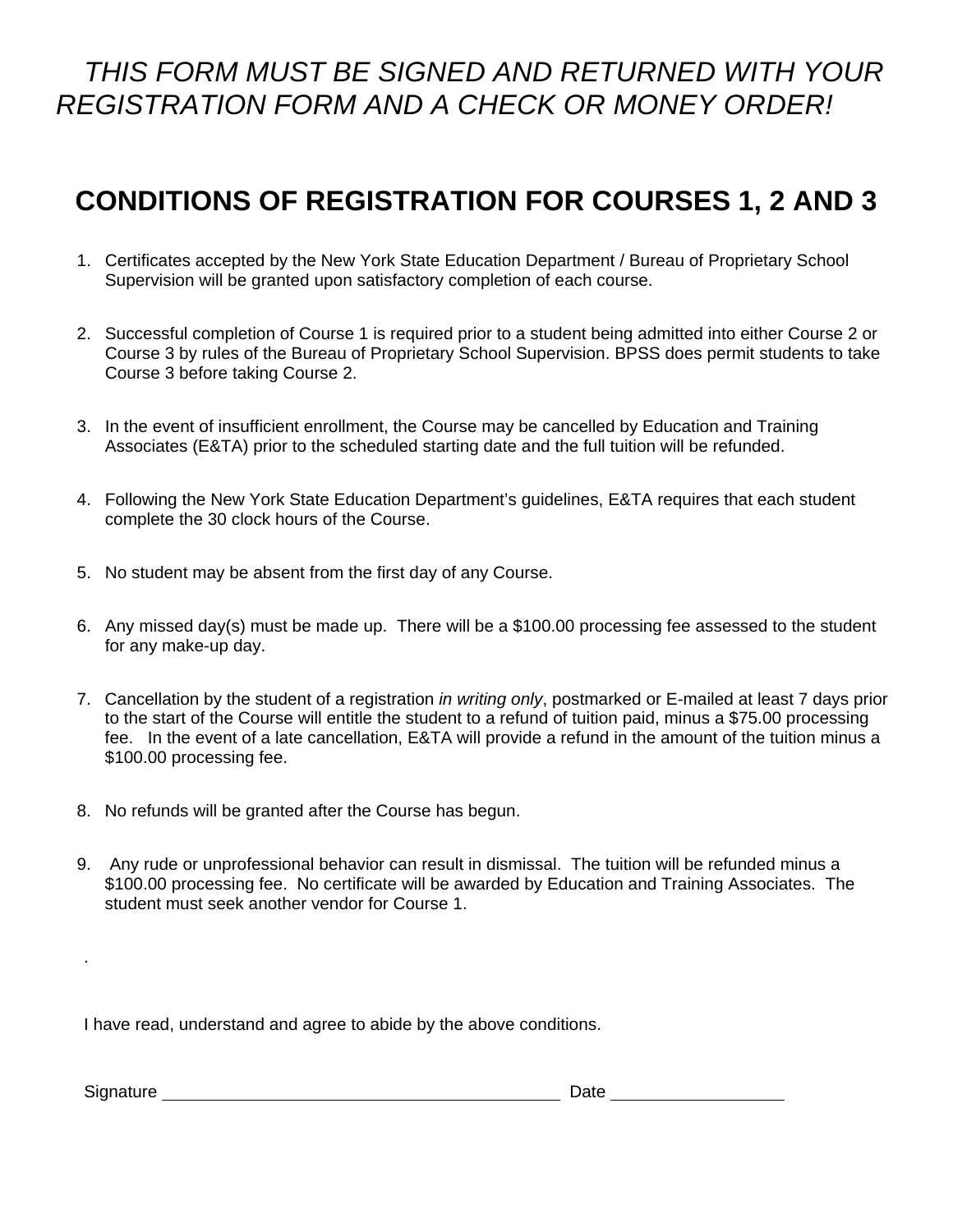*THIS FORM MUST BE SIGNED AND RETURNED WITH YOUR REGISTRATION FORM AND A CHECK OR MONEY ORDER!*

## CONDITIONS OF REGISTRATION FOR COURSES 1, 2 AND 3

1. Certificates accepted by the New York State Education Department / Bureau of Proprietary School Supervision will be granted upon satisfactory completion of each course.

2. Successful completion of Course 1 is required prior to a student being admitted into either Course 2 or Course 3 by rules of the Bureau of Proprietary School Supervision. BPSS does permit students to take Course 3 before taking Course 2.

3. In the event of insufficient enrollment, the Course may be cancelled by Education and Training Associates (E&TA) prior to the scheduled starting date and the full tuition will be refunded.

4. Following the New York State Education Department's guidelines, E&TA requires that each student complete the 30 clock hours of the Course.

5. No student may be absent from the first day of any Course.

6. Any missed day(s) must be made up. There will be a $100.00 processing fee assessed to the student for any make-up day.

7. Cancellation by the student of a registration *in writing only*, postmarked or E-mailed at least 7 days prior to the start of the Course will entitle the student to a refund of tuition paid, minus a $75.00 processing fee. In the event of a late cancellation, E&TA will provide a refund in the amount of the tuition minus a $100.00 processing fee.

8. No refunds will be granted after the Course has begun.

9. Any rude or unprofessional behavior can result in dismissal. The tuition will be refunded minus a $100.00 processing fee. No certificate will be awarded by Education and Training Associates. The student must seek another vendor for Course 1.

.

I have read, understand and agree to abide by the above conditions.

Signature ___________________________________________ Date __________________